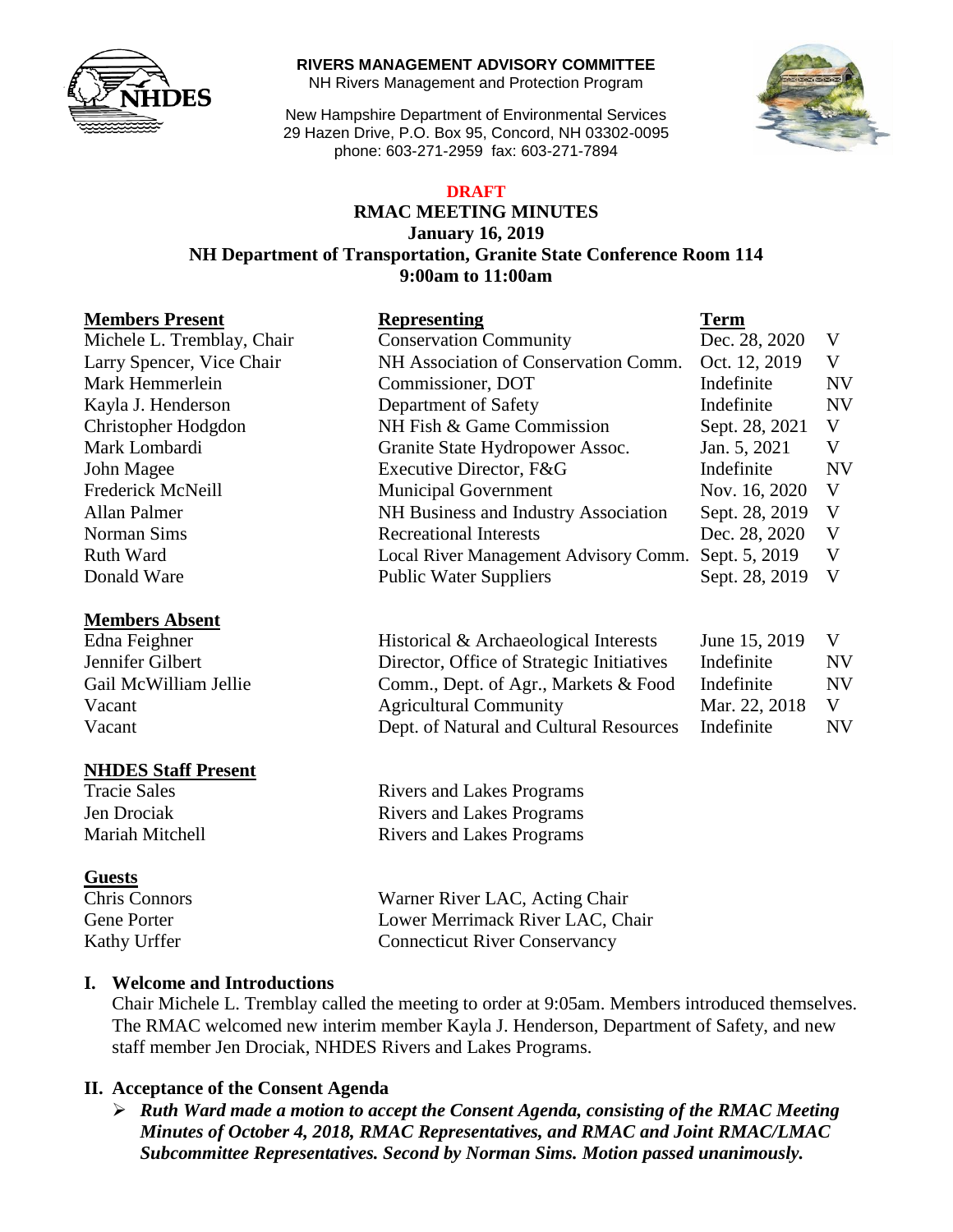**RIVERS MANAGEMENT ADVISORY COMMITTEE**
NH Rivers Management and Protection Program

New Hampshire Department of Environmental Services
29 Hazen Drive, P.O. Box 95, Concord, NH 03302-0095
phone: 603-271-2959 fax: 603-271-7894

**DRAFT**

# RMAC MEETING MINUTES
## January 16, 2019
## NH Department of Transportation, Granite State Conference Room 114
## 9:00am to 11:00am

| **Members Present** | **Representing** | **Term** | |
|---|---|---|---|
| Michele L. Tremblay, Chair | Conservation Community | Dec. 28, 2020 | V |
| Larry Spencer, Vice Chair | NH Association of Conservation Comm. | Oct. 12, 2019 | V |
| Mark Hemmerlein | Commissioner, DOT | Indefinite | NV |
| Kayla J. Henderson | Department of Safety | Indefinite | NV |
| Christopher Hodgdon | NH Fish & Game Commission | Sept. 28, 2021 | V |
| Mark Lombardi | Granite State Hydropower Assoc. | Jan. 5, 2021 | V |
| John Magee | Executive Director, F&G | Indefinite | NV |
| Frederick McNeill | Municipal Government | Nov. 16, 2020 | V |
| Allan Palmer | NH Business and Industry Association | Sept. 28, 2019 | V |
| Norman Sims | Recreational Interests | Dec. 28, 2020 | V |
| Ruth Ward | Local River Management Advisory Comm. | Sept. 5, 2019 | V |
| Donald Ware | Public Water Suppliers | Sept. 28, 2019 | V |

| **Members Absent** | | | |
|---|---|---|---|
| Edna Feighner | Historical & Archaeological Interests | June 15, 2019 | V |
| Jennifer Gilbert | Director, Office of Strategic Initiatives | Indefinite | NV |
| Gail McWilliam Jellie | Comm., Dept. of Agr., Markets & Food | Indefinite | NV |
| Vacant | Agricultural Community | Mar. 22, 2018 | V |
| Vacant | Dept. of Natural and Cultural Resources | Indefinite | NV |

| **NHDES Staff Present** | |
|---|---|
| Tracie Sales | Rivers and Lakes Programs |
| Jen Drociak | Rivers and Lakes Programs |
| Mariah Mitchell | Rivers and Lakes Programs |

| **Guests** | |
|---|---|
| Chris Connors | Warner River LAC, Acting Chair |
| Gene Porter | Lower Merrimack River LAC, Chair |
| Kathy Urffer | Connecticut River Conservancy |

## I. Welcome and Introductions

Chair Michele L. Tremblay called the meeting to order at 9:05am. Members introduced themselves. The RMAC welcomed new interim member Kayla J. Henderson, Department of Safety, and new staff member Jen Drociak, NHDES Rivers and Lakes Programs.

## II. Acceptance of the Consent Agenda

- ***Ruth Ward made a motion to accept the Consent Agenda, consisting of the RMAC Meeting Minutes of October 4, 2018, RMAC Representatives, and RMAC and Joint RMAC/LMAC Subcommittee Representatives. Second by Norman Sims. Motion passed unanimously.***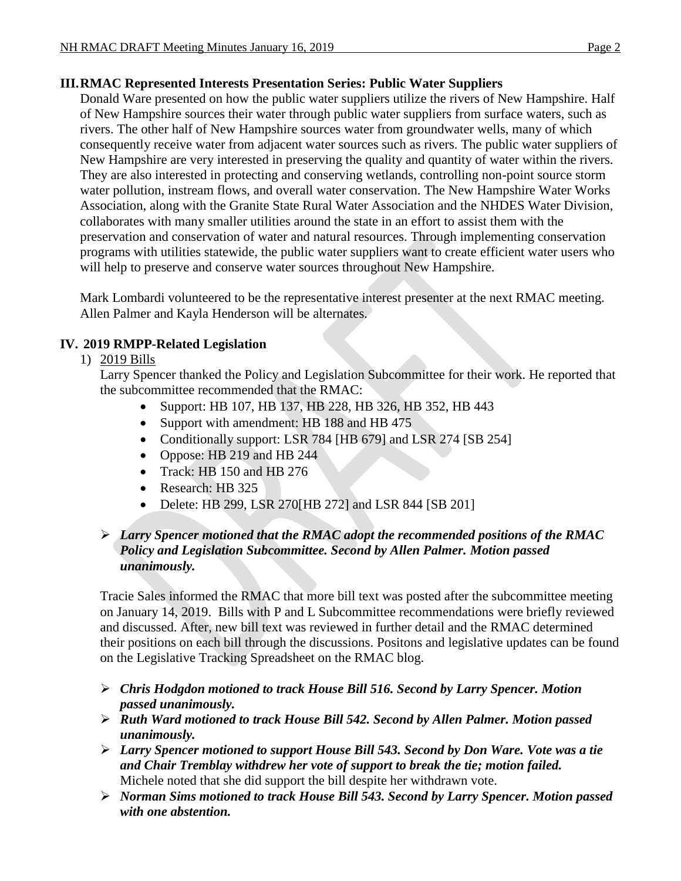## III. RMAC Represented Interests Presentation Series: Public Water Suppliers

Donald Ware presented on how the public water suppliers utilize the rivers of New Hampshire. Half of New Hampshire sources their water through public water suppliers from surface waters, such as rivers. The other half of New Hampshire sources water from groundwater wells, many of which consequently receive water from adjacent water sources such as rivers. The public water suppliers of New Hampshire are very interested in preserving the quality and quantity of water within the rivers. They are also interested in protecting and conserving wetlands, controlling non-point source storm water pollution, instream flows, and overall water conservation. The New Hampshire Water Works Association, along with the Granite State Rural Water Association and the NHDES Water Division, collaborates with many smaller utilities around the state in an effort to assist them with the preservation and conservation of water and natural resources. Through implementing conservation programs with utilities statewide, the public water suppliers want to create efficient water users who will help to preserve and conserve water sources throughout New Hampshire.

Mark Lombardi volunteered to be the representative interest presenter at the next RMAC meeting. Allen Palmer and Kayla Henderson will be alternates.

## IV. 2019 RMPP-Related Legislation

1) 2019 Bills

Larry Spencer thanked the Policy and Legislation Subcommittee for their work. He reported that the subcommittee recommended that the RMAC:

- Support: HB 107, HB 137, HB 228, HB 326, HB 352, HB 443
- Support with amendment: HB 188 and HB 475
- Conditionally support: LSR 784 [HB 679] and LSR 274 [SB 254]
- Oppose: HB 219 and HB 244
- Track: HB 150 and HB 276
- Research: HB 325
- Delete: HB 299, LSR 270[HB 272] and LSR 844 [SB 201]

➢ ***Larry Spencer motioned that the RMAC adopt the recommended positions of the RMAC Policy and Legislation Subcommittee. Second by Allen Palmer. Motion passed unanimously.***

Tracie Sales informed the RMAC that more bill text was posted after the subcommittee meeting on January 14, 2019. Bills with P and L Subcommittee recommendations were briefly reviewed and discussed. After, new bill text was reviewed in further detail and the RMAC determined their positions on each bill through the discussions. Positons and legislative updates can be found on the Legislative Tracking Spreadsheet on the RMAC blog.

➢ ***Chris Hodgdon motioned to track House Bill 516. Second by Larry Spencer. Motion passed unanimously.***

➢ ***Ruth Ward motioned to track House Bill 542. Second by Allen Palmer. Motion passed unanimously.***

➢ ***Larry Spencer motioned to support House Bill 543. Second by Don Ware. Vote was a tie and Chair Tremblay withdrew her vote of support to break the tie; motion failed.*** Michele noted that she did support the bill despite her withdrawn vote.

➢ ***Norman Sims motioned to track House Bill 543. Second by Larry Spencer. Motion passed with one abstention.***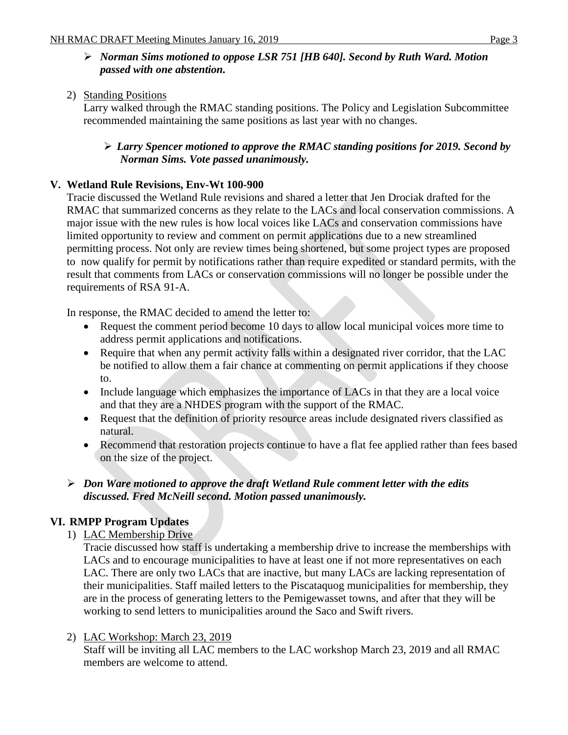- ***Norman Sims motioned to oppose LSR 751 [HB 640]. Second by Ruth Ward. Motion passed with one abstention.***

2) Standing Positions

Larry walked through the RMAC standing positions. The Policy and Legislation Subcommittee recommended maintaining the same positions as last year with no changes.

- ***Larry Spencer motioned to approve the RMAC standing positions for 2019. Second by Norman Sims. Vote passed unanimously.***

## V. Wetland Rule Revisions, Env-Wt 100-900

Tracie discussed the Wetland Rule revisions and shared a letter that Jen Drociak drafted for the RMAC that summarized concerns as they relate to the LACs and local conservation commissions. A major issue with the new rules is how local voices like LACs and conservation commissions have limited opportunity to review and comment on permit applications due to a new streamlined permitting process. Not only are review times being shortened, but some project types are proposed to now qualify for permit by notifications rather than require expedited or standard permits, with the result that comments from LACs or conservation commissions will no longer be possible under the requirements of RSA 91-A.

In response, the RMAC decided to amend the letter to:

- Request the comment period become 10 days to allow local municipal voices more time to address permit applications and notifications.
- Require that when any permit activity falls within a designated river corridor, that the LAC be notified to allow them a fair chance at commenting on permit applications if they choose to.
- Include language which emphasizes the importance of LACs in that they are a local voice and that they are a NHDES program with the support of the RMAC.
- Request that the definition of priority resource areas include designated rivers classified as natural.
- Recommend that restoration projects continue to have a flat fee applied rather than fees based on the size of the project.

- ***Don Ware motioned to approve the draft Wetland Rule comment letter with the edits discussed. Fred McNeill second. Motion passed unanimously.***

## VI. RMPP Program Updates

1) LAC Membership Drive

Tracie discussed how staff is undertaking a membership drive to increase the memberships with LACs and to encourage municipalities to have at least one if not more representatives on each LAC. There are only two LACs that are inactive, but many LACs are lacking representation of their municipalities. Staff mailed letters to the Piscataquog municipalities for membership, they are in the process of generating letters to the Pemigewasset towns, and after that they will be working to send letters to municipalities around the Saco and Swift rivers.

2) LAC Workshop: March 23, 2019

Staff will be inviting all LAC members to the LAC workshop March 23, 2019 and all RMAC members are welcome to attend.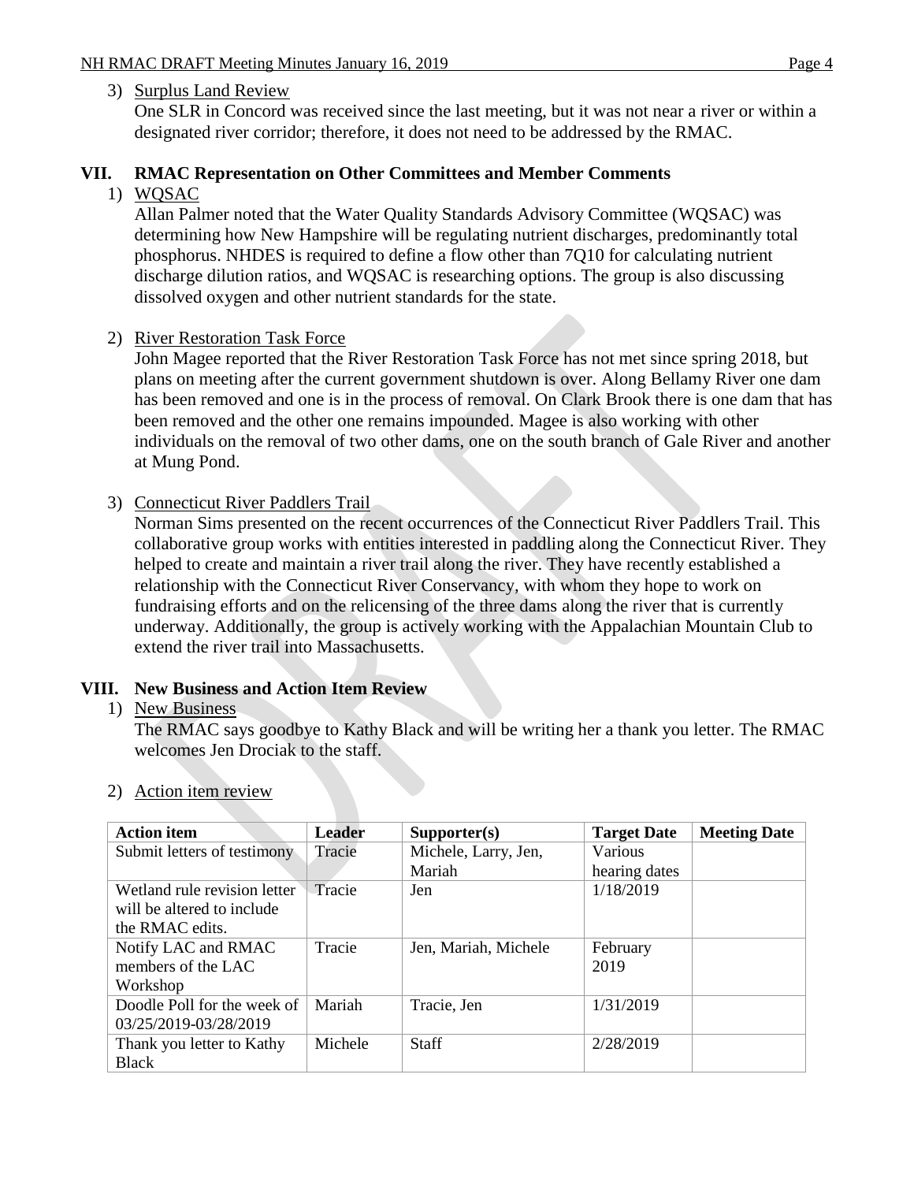3) Surplus Land Review

One SLR in Concord was received since the last meeting, but it was not near a river or within a designated river corridor; therefore, it does not need to be addressed by the RMAC.

## VII. RMAC Representation on Other Committees and Member Comments

1) WQSAC

Allan Palmer noted that the Water Quality Standards Advisory Committee (WQSAC) was determining how New Hampshire will be regulating nutrient discharges, predominantly total phosphorus. NHDES is required to define a flow other than 7Q10 for calculating nutrient discharge dilution ratios, and WQSAC is researching options. The group is also discussing dissolved oxygen and other nutrient standards for the state.

2) River Restoration Task Force

John Magee reported that the River Restoration Task Force has not met since spring 2018, but plans on meeting after the current government shutdown is over. Along Bellamy River one dam has been removed and one is in the process of removal. On Clark Brook there is one dam that has been removed and the other one remains impounded. Magee is also working with other individuals on the removal of two other dams, one on the south branch of Gale River and another at Mung Pond.

3) Connecticut River Paddlers Trail

Norman Sims presented on the recent occurrences of the Connecticut River Paddlers Trail. This collaborative group works with entities interested in paddling along the Connecticut River. They helped to create and maintain a river trail along the river. They have recently established a relationship with the Connecticut River Conservancy, with whom they hope to work on fundraising efforts and on the relicensing of the three dams along the river that is currently underway. Additionally, the group is actively working with the Appalachian Mountain Club to extend the river trail into Massachusetts.

## VIII. New Business and Action Item Review

1) New Business

The RMAC says goodbye to Kathy Black and will be writing her a thank you letter. The RMAC welcomes Jen Drociak to the staff.

2) Action item review

| Action item | Leader | Supporter(s) | Target Date | Meeting Date |
|---|---|---|---|---|
| Submit letters of testimony | Tracie | Michele, Larry, Jen, Mariah | Various hearing dates | |
| Wetland rule revision letter will be altered to include the RMAC edits. | Tracie | Jen | 1/18/2019 | |
| Notify LAC and RMAC members of the LAC Workshop | Tracie | Jen, Mariah, Michele | February 2019 | |
| Doodle Poll for the week of 03/25/2019-03/28/2019 | Mariah | Tracie, Jen | 1/31/2019 | |
| Thank you letter to Kathy Black | Michele | Staff | 2/28/2019 | |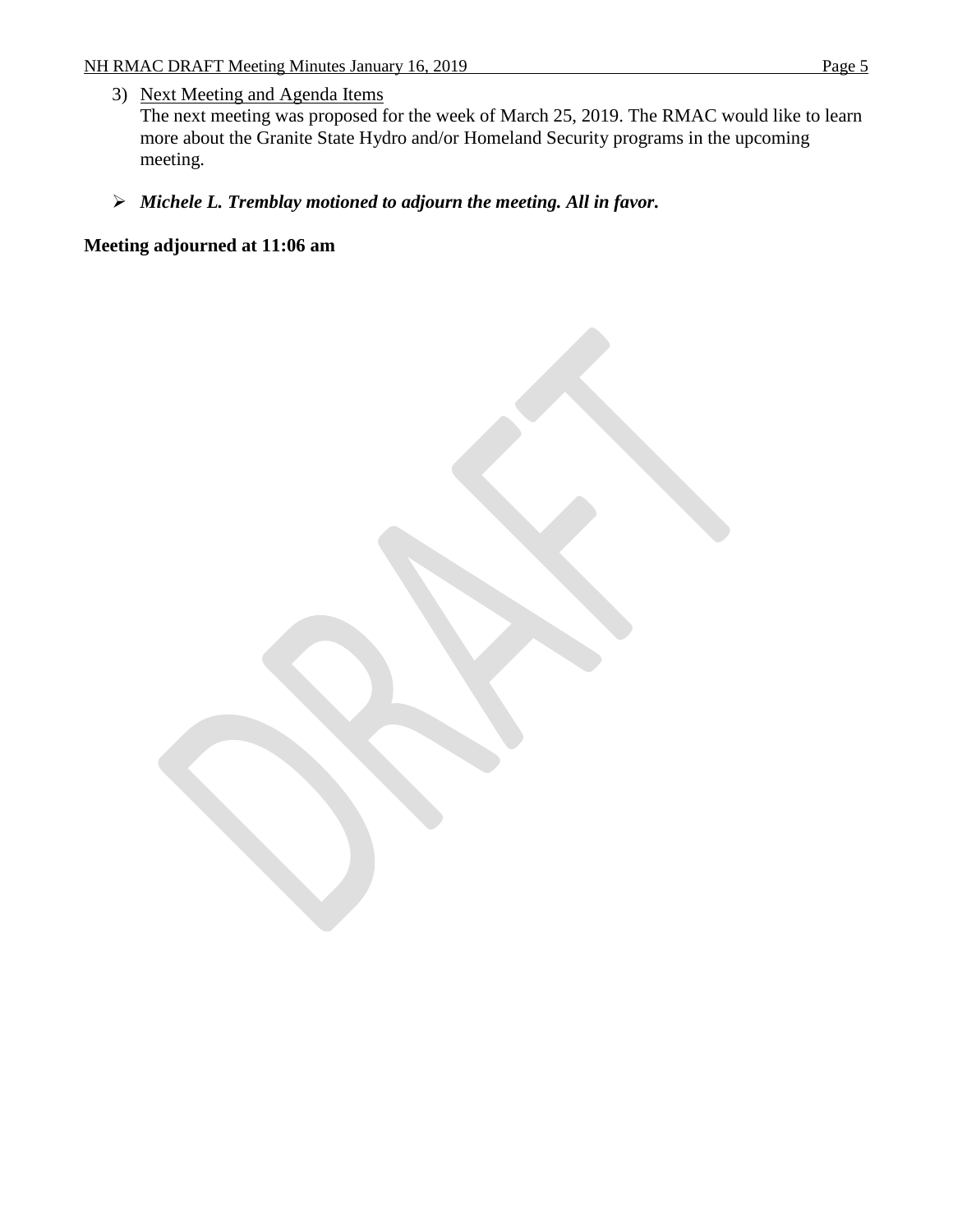3) Next Meeting and Agenda Items

   The next meeting was proposed for the week of March 25, 2019. The RMAC would like to learn more about the Granite State Hydro and/or Homeland Security programs in the upcoming meeting.

- ***Michele L. Tremblay motioned to adjourn the meeting. All in favor.***

**Meeting adjourned at 11:06 am**